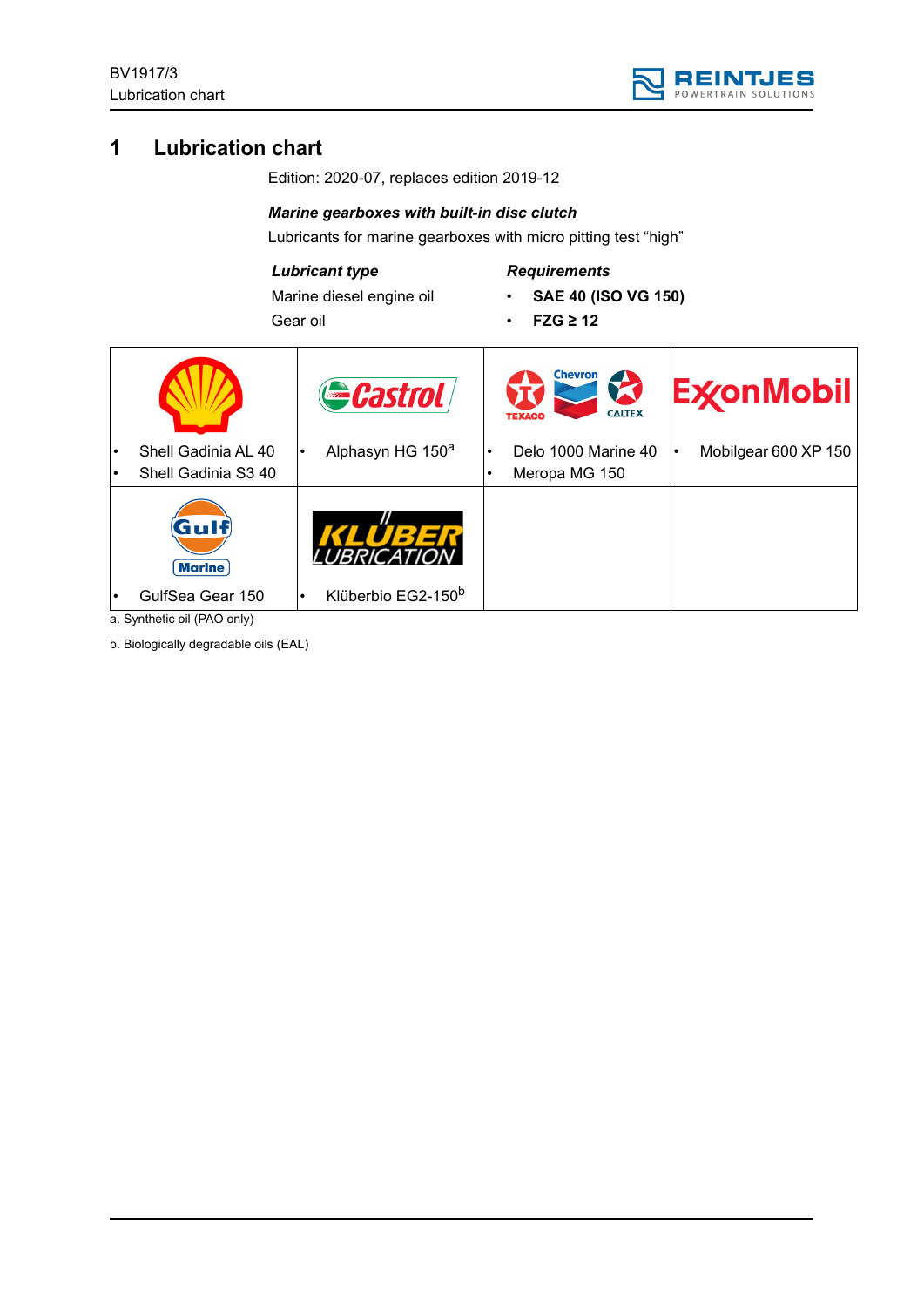# 1 Lubrication chart

Edition: 2020-07, replaces edition 2019-12

***Marine gearboxes with built-in disc clutch***

Lubricants for marine gearboxes with micro pitting test "high"

| ***Lubricant type*** | ***Requirements*** |
| --- | --- |
| Marine diesel engine oil | • **SAE 40 (ISO VG 150)** |
| Gear oil | • **FZG ≥ 12** |

| Shell | Castrol | Texaco / Chevron / Caltex | ExxonMobil |
| --- | --- | --- | --- |
| • Shell Gadinia AL 40<br>• Shell Gadinia S3 40 | • Alphasyn HG 150[a] | • Delo 1000 Marine 40<br>• Meropa MG 150 | • Mobilgear 600 XP 150 |
| **Gulf Marine** | **Klüber Lubrication** | | |
| • GulfSea Gear 150 | • Klüberbio EG2-150[b] | | |

a. Synthetic oil (PAO only)

b. Biologically degradable oils (EAL)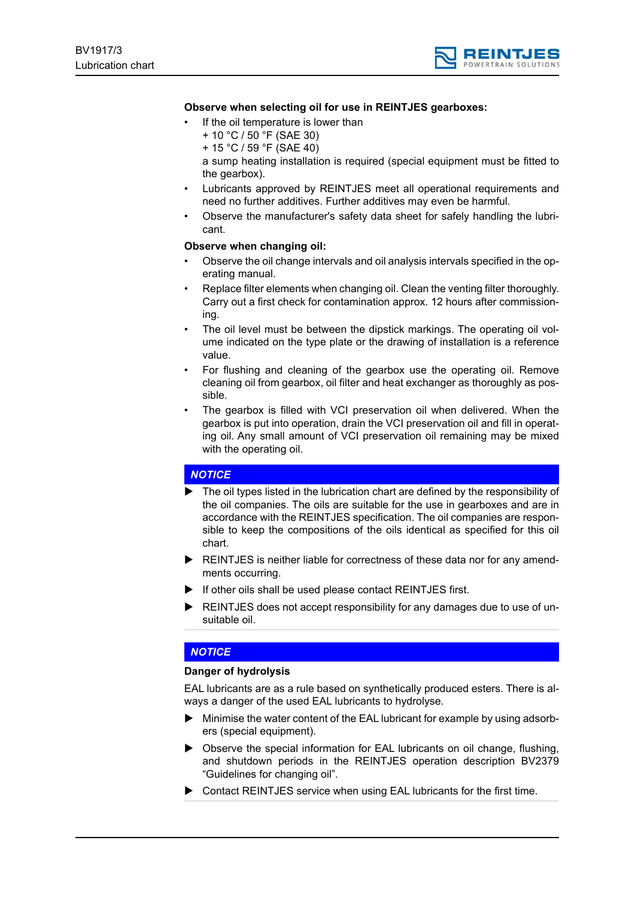**Observe when selecting oil for use in REINTJES gearboxes:**

- If the oil temperature is lower than
  + 10 °C / 50 °F (SAE 30)
  + 15 °C / 59 °F (SAE 40)
  a sump heating installation is required (special equipment must be fitted to the gearbox).
- Lubricants approved by REINTJES meet all operational requirements and need no further additives. Further additives may even be harmful.
- Observe the manufacturer's safety data sheet for safely handling the lubricant.

**Observe when changing oil:**

- Observe the oil change intervals and oil analysis intervals specified in the operating manual.
- Replace filter elements when changing oil. Clean the venting filter thoroughly. Carry out a first check for contamination approx. 12 hours after commissioning.
- The oil level must be between the dipstick markings. The operating oil volume indicated on the type plate or the drawing of installation is a reference value.
- For flushing and cleaning of the gearbox use the operating oil. Remove cleaning oil from gearbox, oil filter and heat exchanger as thoroughly as possible.
- The gearbox is filled with VCI preservation oil when delivered. When the gearbox is put into operation, drain the VCI preservation oil and fill in operating oil. Any small amount of VCI preservation oil remaining may be mixed with the operating oil.

***NOTICE***

- ▶ The oil types listed in the lubrication chart are defined by the responsibility of the oil companies. The oils are suitable for the use in gearboxes and are in accordance with the REINTJES specification. The oil companies are responsible to keep the compositions of the oils identical as specified for this oil chart.
- ▶ REINTJES is neither liable for correctness of these data nor for any amendments occurring.
- ▶ If other oils shall be used please contact REINTJES first.
- ▶ REINTJES does not accept responsibility for any damages due to use of unsuitable oil.

***NOTICE***

**Danger of hydrolysis**

EAL lubricants are as a rule based on synthetically produced esters. There is always a danger of the used EAL lubricants to hydrolyse.

- ▶ Minimise the water content of the EAL lubricant for example by using adsorbers (special equipment).
- ▶ Observe the special information for EAL lubricants on oil change, flushing, and shutdown periods in the REINTJES operation description BV2379 "Guidelines for changing oil".
- ▶ Contact REINTJES service when using EAL lubricants for the first time.